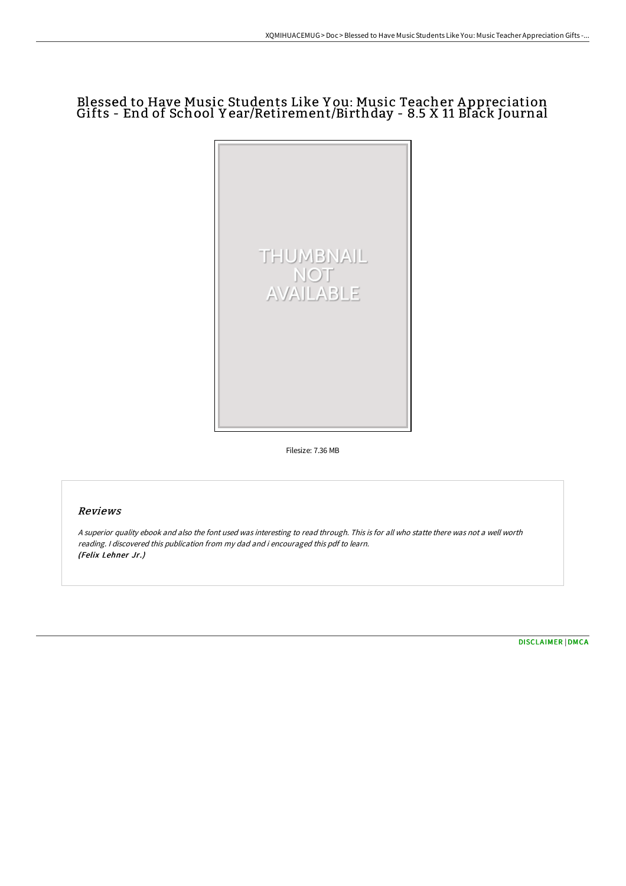# Blessed to Have Music Students Like You: Music Teacher Appreciation Gifts - End of School Year/Retirement/Birthday - 8.5 X 11 Black Journal

Filesize: 7.36 MB

## Reviews

*A superior quality ebook and also the font used was interesting to read through. This is for all who statte there was not a well worth reading. I discovered this publication from my dad and i encouraged this pdf to learn.*
*(Felix Lehner Jr.)*

DISCLAIMER | DMCA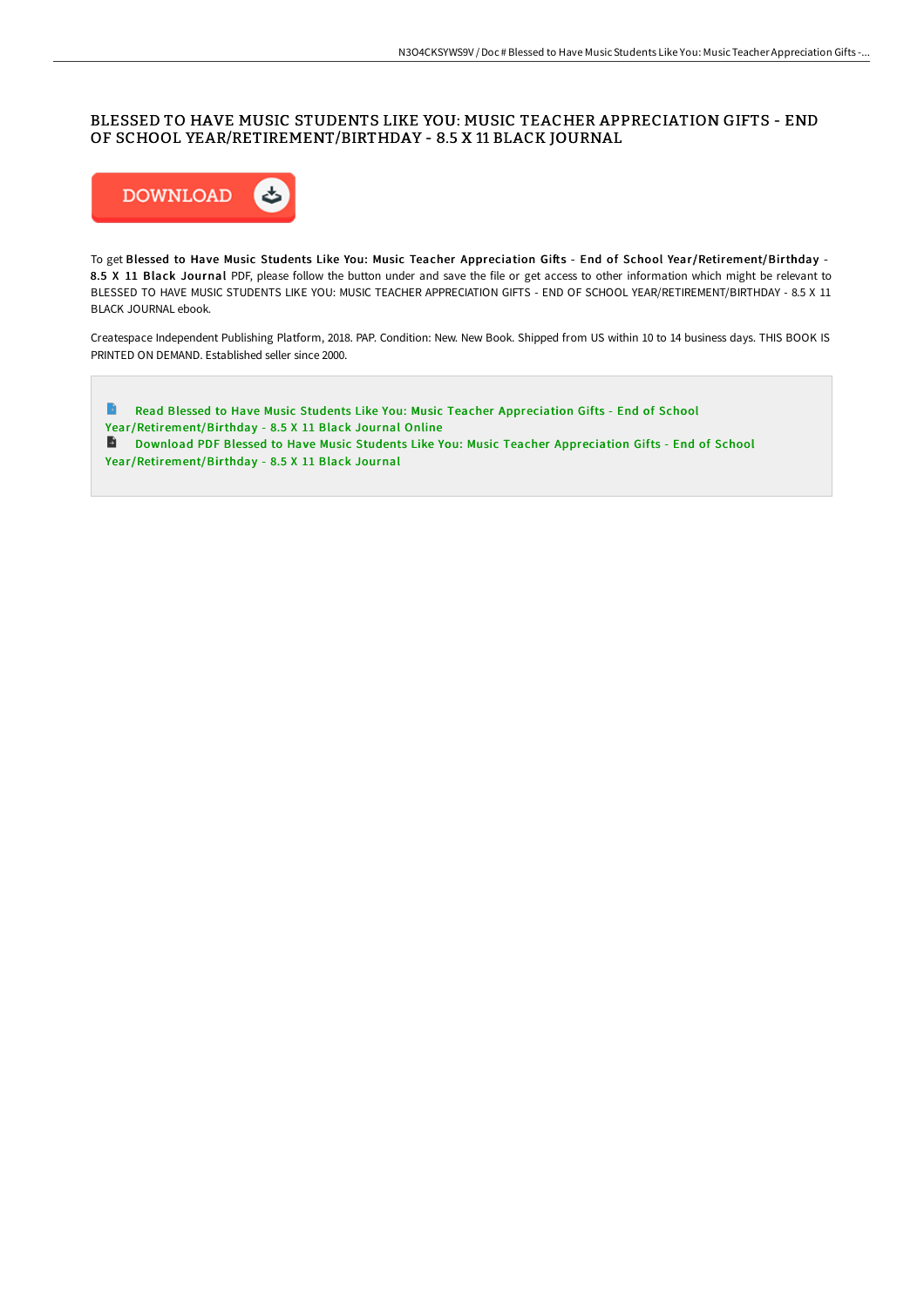# BLESSED TO HAVE MUSIC STUDENTS LIKE YOU: MUSIC TEACHER APPRECIATION GIFTS - END OF SCHOOL YEAR/RETIREMENT/BIRTHDAY - 8.5 X 11 BLACK JOURNAL

DOWNLOAD

To get **Blessed to Have Music Students Like You: Music Teacher Appreciation Gifts - End of School Year/Retirement/Birthday - 8.5 X 11 Black Journal** PDF, please follow the button under and save the file or get access to other information which might be relevant to BLESSED TO HAVE MUSIC STUDENTS LIKE YOU: MUSIC TEACHER APPRECIATION GIFTS - END OF SCHOOL YEAR/RETIREMENT/BIRTHDAY - 8.5 X 11 BLACK JOURNAL ebook.

Createspace Independent Publishing Platform, 2018. PAP. Condition: New. New Book. Shipped from US within 10 to 14 business days. THIS BOOK IS PRINTED ON DEMAND. Established seller since 2000.

Read Blessed to Have Music Students Like You: Music Teacher Appreciation Gifts - End of School Year/Retirement/Birthday - 8.5 X 11 Black Journal Online

Download PDF Blessed to Have Music Students Like You: Music Teacher Appreciation Gifts - End of School Year/Retirement/Birthday - 8.5 X 11 Black Journal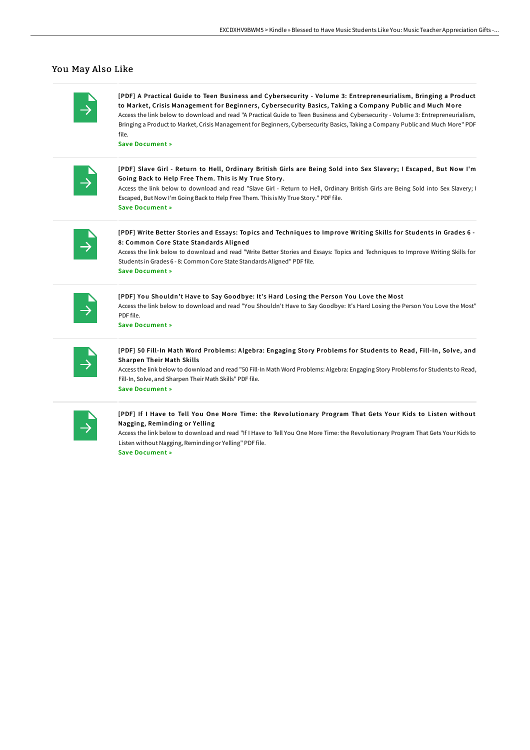## You May Also Like

**[PDF] A Practical Guide to Teen Business and Cybersecurity - Volume 3: Entrepreneurialism, Bringing a Product to Market, Crisis Management for Beginners, Cybersecurity Basics, Taking a Company Public and Much More**

Access the link below to download and read "A Practical Guide to Teen Business and Cybersecurity - Volume 3: Entrepreneurialism, Bringing a Product to Market, Crisis Management for Beginners, Cybersecurity Basics, Taking a Company Public and Much More" PDF file.

Save Document »

**[PDF] Slave Girl - Return to Hell, Ordinary British Girls are Being Sold into Sex Slavery; I Escaped, But Now I'm Going Back to Help Free Them. This is My True Story.**

Access the link below to download and read "Slave Girl - Return to Hell, Ordinary British Girls are Being Sold into Sex Slavery; I Escaped, But Now I'm Going Back to Help Free Them. This is My True Story." PDF file.

Save Document »

**[PDF] Write Better Stories and Essays: Topics and Techniques to Improve Writing Skills for Students in Grades 6 - 8: Common Core State Standards Aligned**

Access the link below to download and read "Write Better Stories and Essays: Topics and Techniques to Improve Writing Skills for Students in Grades 6 - 8: Common Core State Standards Aligned" PDF file.

Save Document »

**[PDF] You Shouldn't Have to Say Goodbye: It's Hard Losing the Person You Love the Most**

Access the link below to download and read "You Shouldn't Have to Say Goodbye: It's Hard Losing the Person You Love the Most" PDF file.

Save Document »

**[PDF] 50 Fill-In Math Word Problems: Algebra: Engaging Story Problems for Students to Read, Fill-In, Solve, and Sharpen Their Math Skills**

Access the link below to download and read "50 Fill-In Math Word Problems: Algebra: Engaging Story Problems for Students to Read, Fill-In, Solve, and Sharpen Their Math Skills" PDF file.

Save Document »

**[PDF] If I Have to Tell You One More Time: the Revolutionary Program That Gets Your Kids to Listen without Nagging, Reminding or Yelling**

Access the link below to download and read "If I Have to Tell You One More Time: the Revolutionary Program That Gets Your Kids to Listen without Nagging, Reminding or Yelling" PDF file.

Save Document »